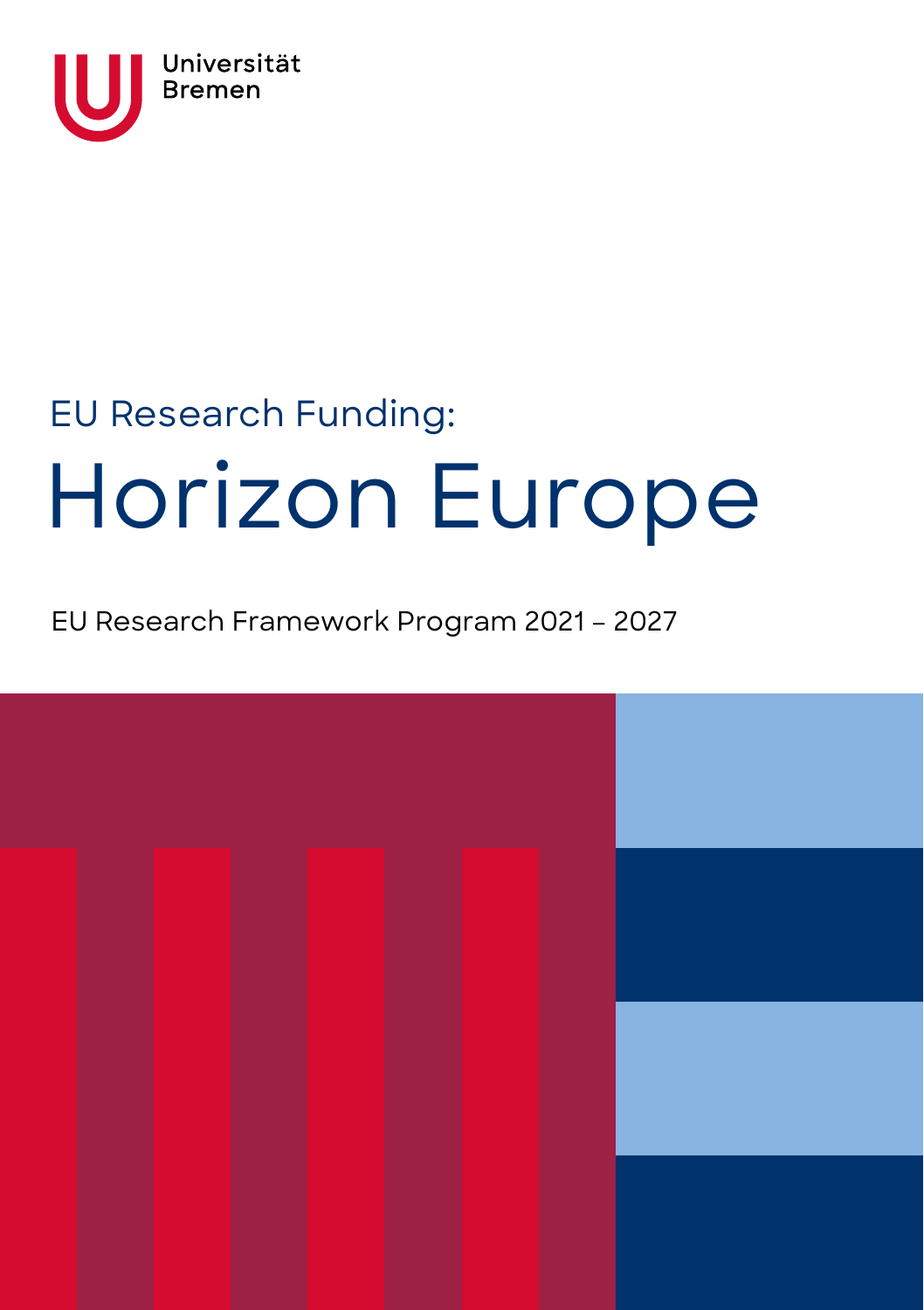Universität Bremen

EU Research Funding:

# Horizon Europe

EU Research Framework Program 2021 – 2027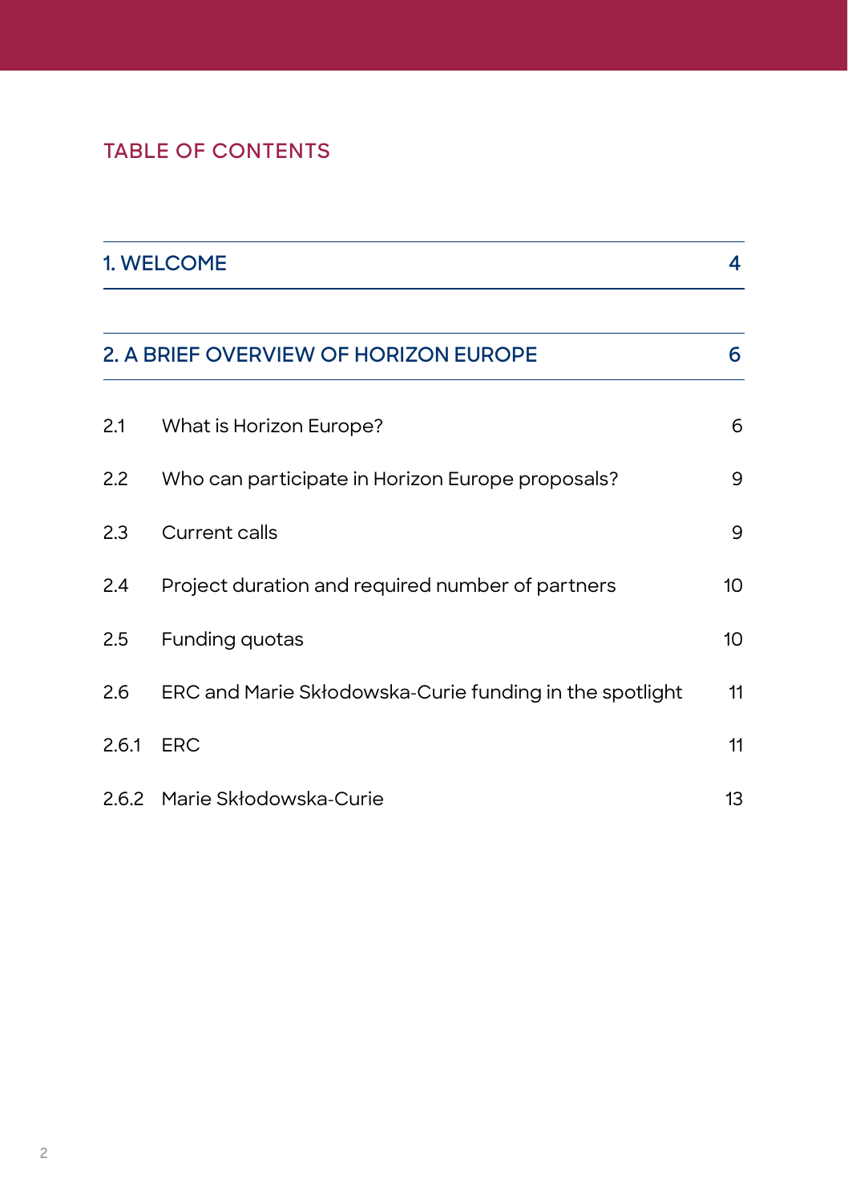# TABLE OF CONTENTS

| | | |
|---|---|---|
| **1. WELCOME** | | **4** |
| **2. A BRIEF OVERVIEW OF HORIZON EUROPE** | | **6** |
| 2.1 | What is Horizon Europe? | 6 |
| 2.2 | Who can participate in Horizon Europe proposals? | 9 |
| 2.3 | Current calls | 9 |
| 2.4 | Project duration and required number of partners | 10 |
| 2.5 | Funding quotas | 10 |
| 2.6 | ERC and Marie Skłodowska-Curie funding in the spotlight | 11 |
| 2.6.1 | ERC | 11 |
| 2.6.2 | Marie Skłodowska-Curie | 13 |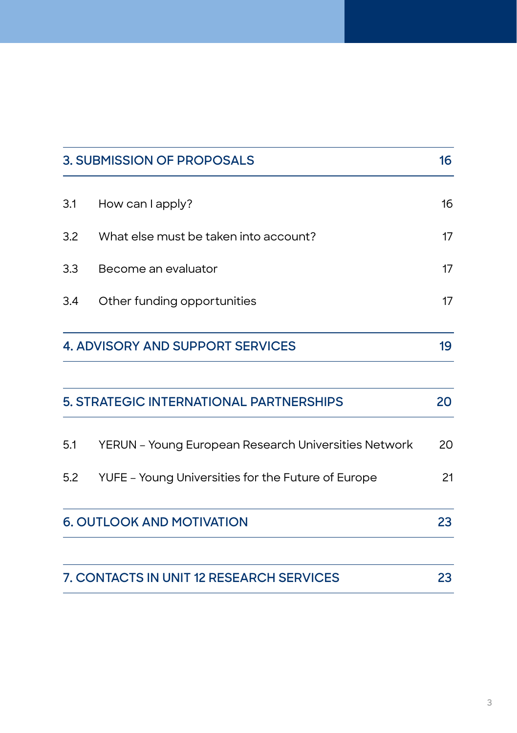| 3. SUBMISSION OF PROPOSALS | | 16 |
|---|---|---|
| 3.1 | How can I apply? | 16 |
| 3.2 | What else must be taken into account? | 17 |
| 3.3 | Become an evaluator | 17 |
| 3.4 | Other funding opportunities | 17 |
| **4. ADVISORY AND SUPPORT SERVICES** | | **19** |
| **5. STRATEGIC INTERNATIONAL PARTNERSHIPS** | | **20** |
| 5.1 | YERUN – Young European Research Universities Network | 20 |
| 5.2 | YUFE – Young Universities for the Future of Europe | 21 |
| **6. OUTLOOK AND MOTIVATION** | | **23** |
| **7. CONTACTS IN UNIT 12 RESEARCH SERVICES** | | **23** |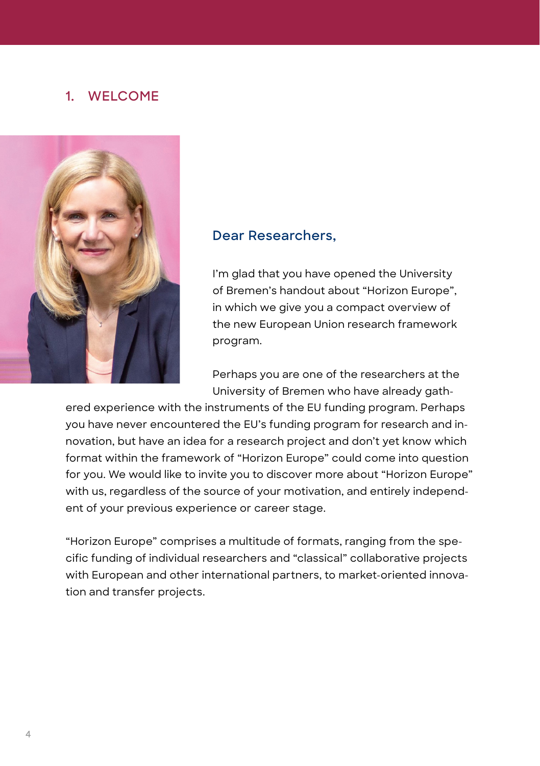# 1. WELCOME

## Dear Researchers,

I'm glad that you have opened the University of Bremen's handout about "Horizon Europe", in which we give you a compact overview of the new European Union research framework program.

Perhaps you are one of the researchers at the University of Bremen who have already gathered experience with the instruments of the EU funding program. Perhaps you have never encountered the EU's funding program for research and innovation, but have an idea for a research project and don't yet know which format within the framework of "Horizon Europe" could come into question for you. We would like to invite you to discover more about "Horizon Europe" with us, regardless of the source of your motivation, and entirely independent of your previous experience or career stage.

"Horizon Europe" comprises a multitude of formats, ranging from the specific funding of individual researchers and "classical" collaborative projects with European and other international partners, to market-oriented innovation and transfer projects.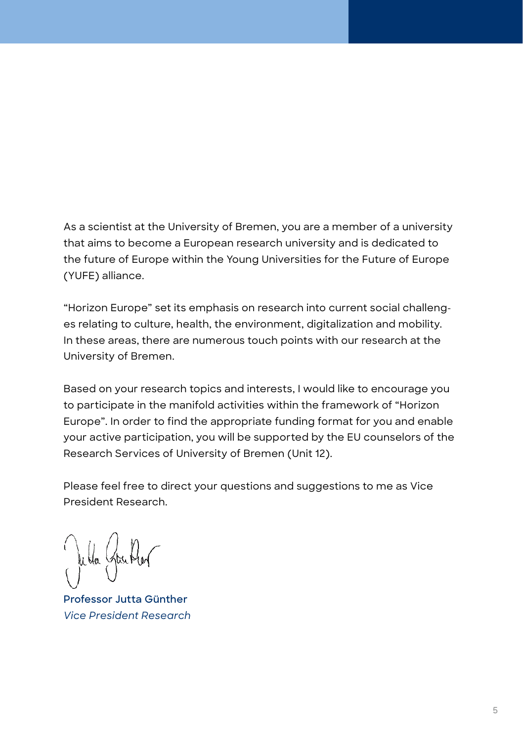As a scientist at the University of Bremen, you are a member of a university that aims to become a European research university and is dedicated to the future of Europe within the Young Universities for the Future of Europe (YUFE) alliance.

"Horizon Europe" set its emphasis on research into current social challenges relating to culture, health, the environment, digitalization and mobility. In these areas, there are numerous touch points with our research at the University of Bremen.

Based on your research topics and interests, I would like to encourage you to participate in the manifold activities within the framework of "Horizon Europe". In order to find the appropriate funding format for you and enable your active participation, you will be supported by the EU counselors of the Research Services of University of Bremen (Unit 12).

Please feel free to direct your questions and suggestions to me as Vice President Research.

**Professor Jutta Günther**
*Vice President Research*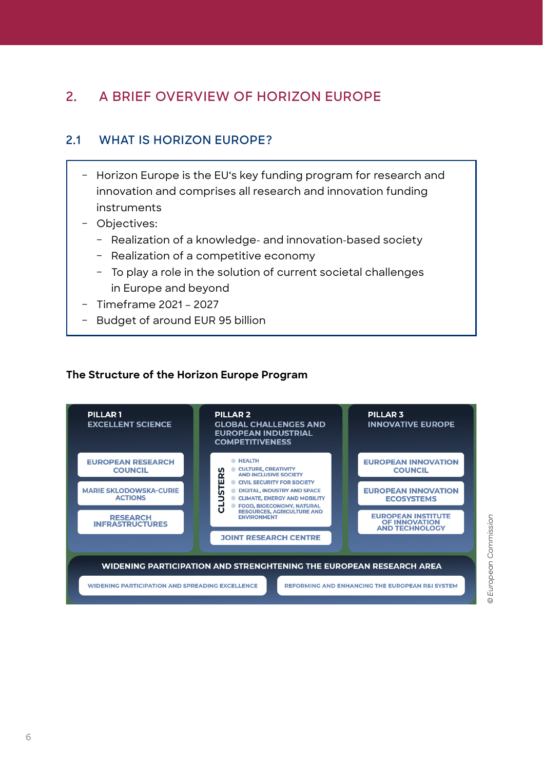# 2. A BRIEF OVERVIEW OF HORIZON EUROPE

## 2.1 WHAT IS HORIZON EUROPE?

- Horizon Europe is the EU's key funding program for research and innovation and comprises all research and innovation funding instruments
- Objectives:
  - Realization of a knowledge- and innovation-based society
  - Realization of a competitive economy
  - To play a role in the solution of current societal challenges in Europe and beyond
- Timeframe 2021 – 2027
- Budget of around EUR 95 billion

**The Structure of the Horizon Europe Program**

**PILLAR 1 – EXCELLENT SCIENCE**
- EUROPEAN RESEARCH COUNCIL
- MARIE SKLODOWSKA-CURIE ACTIONS
- RESEARCH INFRASTRUCTURES

**PILLAR 2 – GLOBAL CHALLENGES AND EUROPEAN INDUSTRIAL COMPETITIVENESS**
- CLUSTERS:
  - HEALTH
  - CULTURE, CREATIVITY AND INCLUSIVE SOCIETY
  - CIVIL SECURITY FOR SOCIETY
  - DIGITAL, INDUSTRY AND SPACE
  - CLIMATE, ENERGY AND MOBILITY
  - FOOD, BIOECONOMY, NATURAL RESOURCES, AGRICULTURE AND ENVIRONMENT
- JOINT RESEARCH CENTRE

**PILLAR 3 – INNOVATIVE EUROPE**
- EUROPEAN INNOVATION COUNCIL
- EUROPEAN INNOVATION ECOSYSTEMS
- EUROPEAN INSTITUTE OF INNOVATION AND TECHNOLOGY

**WIDENING PARTICIPATION AND STRENGHTENING THE EUROPEAN RESEARCH AREA**
- WIDENING PARTICIPATION AND SPREADING EXCELLENCE
- REFORMING AND ENHANCING THE EUROPEAN R&I SYSTEM

© European Commission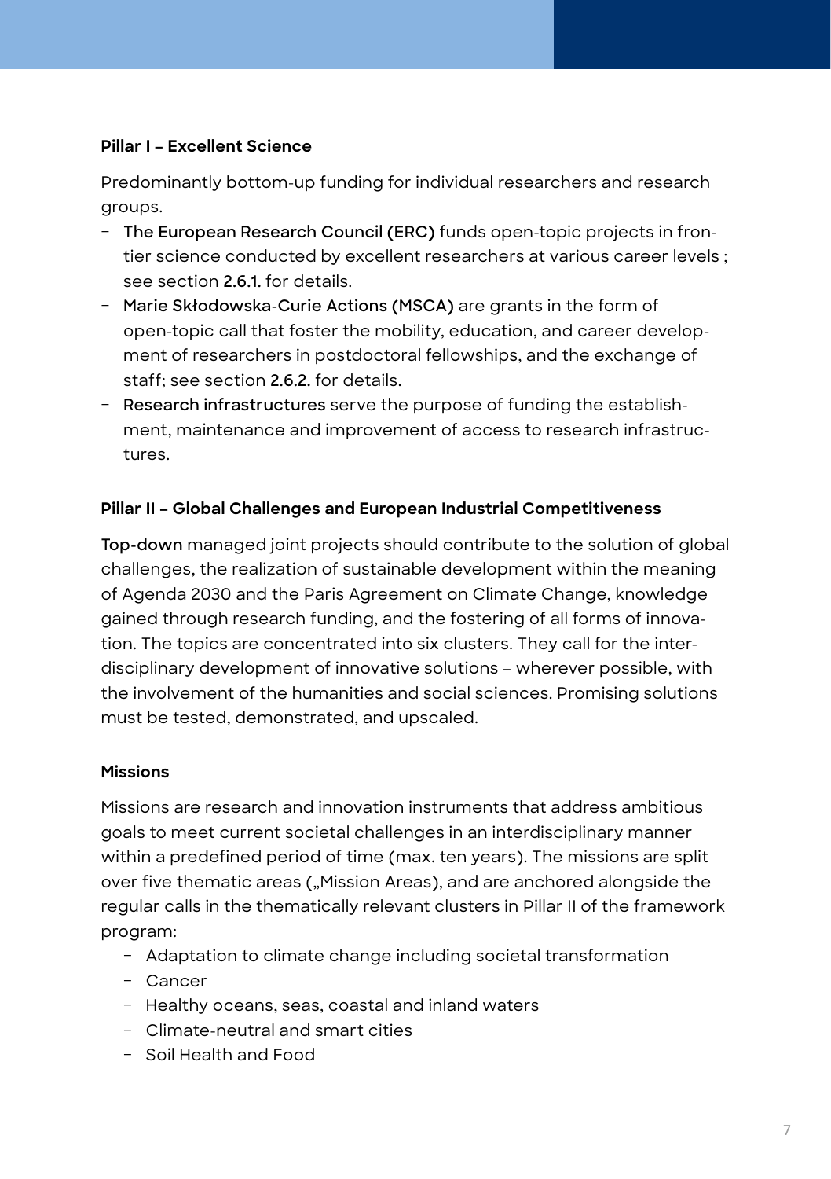**Pillar I – Excellent Science**

Predominantly bottom-up funding for individual researchers and research groups.

- The European Research Council (ERC) funds open-topic projects in frontier science conducted by excellent researchers at various career levels ; see section 2.6.1. for details.
- Marie Skłodowska-Curie Actions (MSCA) are grants in the form of open-topic call that foster the mobility, education, and career development of researchers in postdoctoral fellowships, and the exchange of staff; see section 2.6.2. for details.
- Research infrastructures serve the purpose of funding the establishment, maintenance and improvement of access to research infrastructures.

**Pillar II – Global Challenges and European Industrial Competitiveness**

Top-down managed joint projects should contribute to the solution of global challenges, the realization of sustainable development within the meaning of Agenda 2030 and the Paris Agreement on Climate Change, knowledge gained through research funding, and the fostering of all forms of innovation. The topics are concentrated into six clusters. They call for the interdisciplinary development of innovative solutions – wherever possible, with the involvement of the humanities and social sciences. Promising solutions must be tested, demonstrated, and upscaled.

**Missions**

Missions are research and innovation instruments that address ambitious goals to meet current societal challenges in an interdisciplinary manner within a predefined period of time (max. ten years). The missions are split over five thematic areas („Mission Areas), and are anchored alongside the regular calls in the thematically relevant clusters in Pillar II of the framework program:

- Adaptation to climate change including societal transformation
- Cancer
- Healthy oceans, seas, coastal and inland waters
- Climate-neutral and smart cities
- Soil Health and Food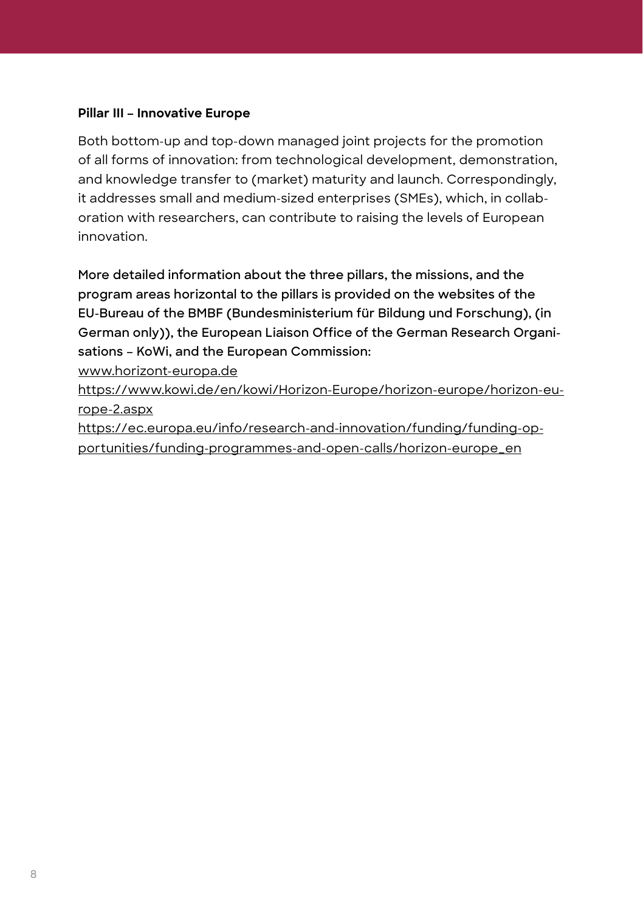**Pillar III – Innovative Europe**

Both bottom-up and top-down managed joint projects for the promotion of all forms of innovation: from technological development, demonstration, and knowledge transfer to (market) maturity and launch. Correspondingly, it addresses small and medium-sized enterprises (SMEs), which, in collaboration with researchers, can contribute to raising the levels of European innovation.

More detailed information about the three pillars, the missions, and the program areas horizontal to the pillars is provided on the websites of the EU-Bureau of the BMBF (Bundesministerium für Bildung und Forschung), (in German only)), the European Liaison Office of the German Research Organisations – KoWi, and the European Commission:
www.horizont-europa.de
https://www.kowi.de/en/kowi/Horizon-Europe/horizon-europe/horizon-europe-2.aspx
https://ec.europa.eu/info/research-and-innovation/funding/funding-opportunities/funding-programmes-and-open-calls/horizon-europe_en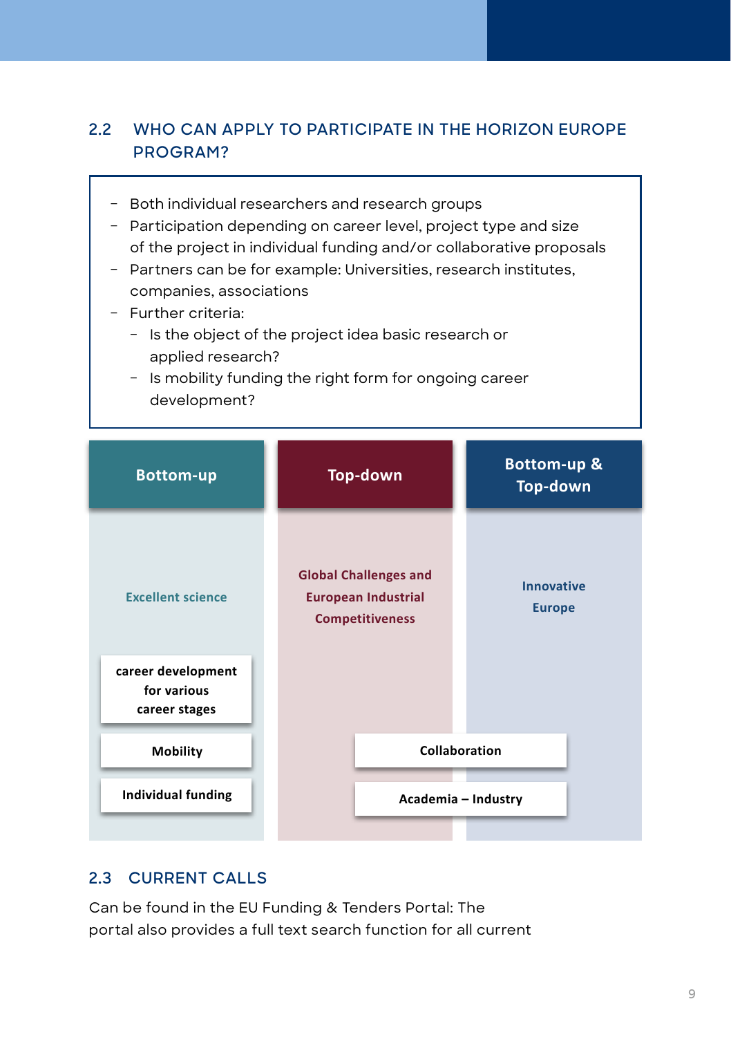## 2.2 WHO CAN APPLY TO PARTICIPATE IN THE HORIZON EUROPE PROGRAM?

- Both individual researchers and research groups
- Participation depending on career level, project type and size of the project in individual funding and/or collaborative proposals
- Partners can be for example: Universities, research institutes, companies, associations
- Further criteria:
  - Is the object of the project idea basic research or applied research?
  - Is mobility funding the right form for ongoing career development?

| Bottom-up | Top-down | Bottom-up & Top-down |
|---|---|---|
| Excellent science | Global Challenges and European Industrial Competitiveness | Innovative Europe |
| career development for various career stages | | |
| Mobility | Collaboration | |
| Individual funding | Academia – Industry | |

## 2.3 CURRENT CALLS

Can be found in the EU Funding & Tenders Portal: The portal also provides a full text search function for all current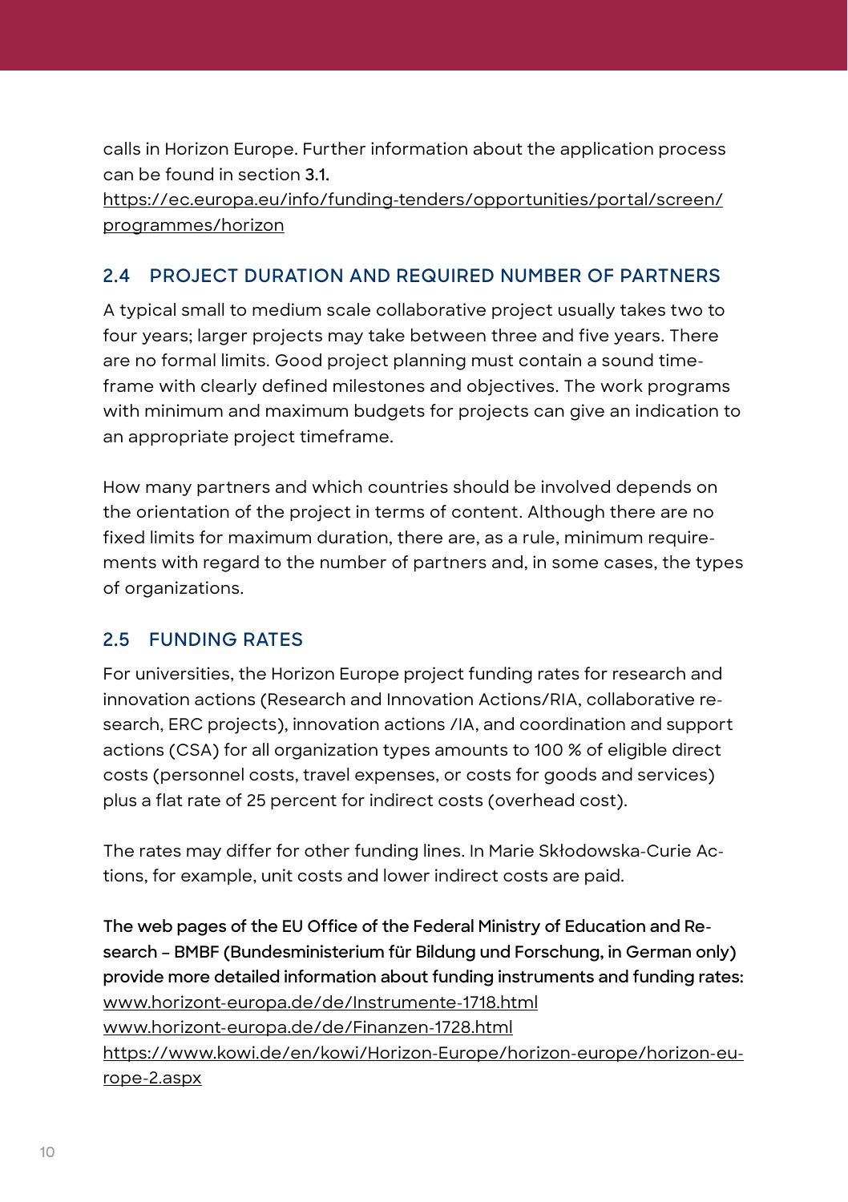calls in Horizon Europe. Further information about the application process can be found in section **3.1.**
https://ec.europa.eu/info/funding-tenders/opportunities/portal/screen/programmes/horizon

## 2.4 PROJECT DURATION AND REQUIRED NUMBER OF PARTNERS

A typical small to medium scale collaborative project usually takes two to four years; larger projects may take between three and five years. There are no formal limits. Good project planning must contain a sound time-frame with clearly defined milestones and objectives. The work programs with minimum and maximum budgets for projects can give an indication to an appropriate project timeframe.

How many partners and which countries should be involved depends on the orientation of the project in terms of content. Although there are no fixed limits for maximum duration, there are, as a rule, minimum requirements with regard to the number of partners and, in some cases, the types of organizations.

## 2.5 FUNDING RATES

For universities, the Horizon Europe project funding rates for research and innovation actions (Research and Innovation Actions/RIA, collaborative research, ERC projects), innovation actions /IA, and coordination and support actions (CSA) for all organization types amounts to 100 % of eligible direct costs (personnel costs, travel expenses, or costs for goods and services) plus a flat rate of 25 percent for indirect costs (overhead cost).

The rates may differ for other funding lines. In Marie Skłodowska-Curie Actions, for example, unit costs and lower indirect costs are paid.

**The web pages of the EU Office of the Federal Ministry of Education and Research – BMBF (Bundesministerium für Bildung und Forschung, in German only) provide more detailed information about funding instruments and funding rates:**
www.horizont-europa.de/de/Instrumente-1718.html
www.horizont-europa.de/de/Finanzen-1728.html
https://www.kowi.de/en/kowi/Horizon-Europe/horizon-europe/horizon-europe-2.aspx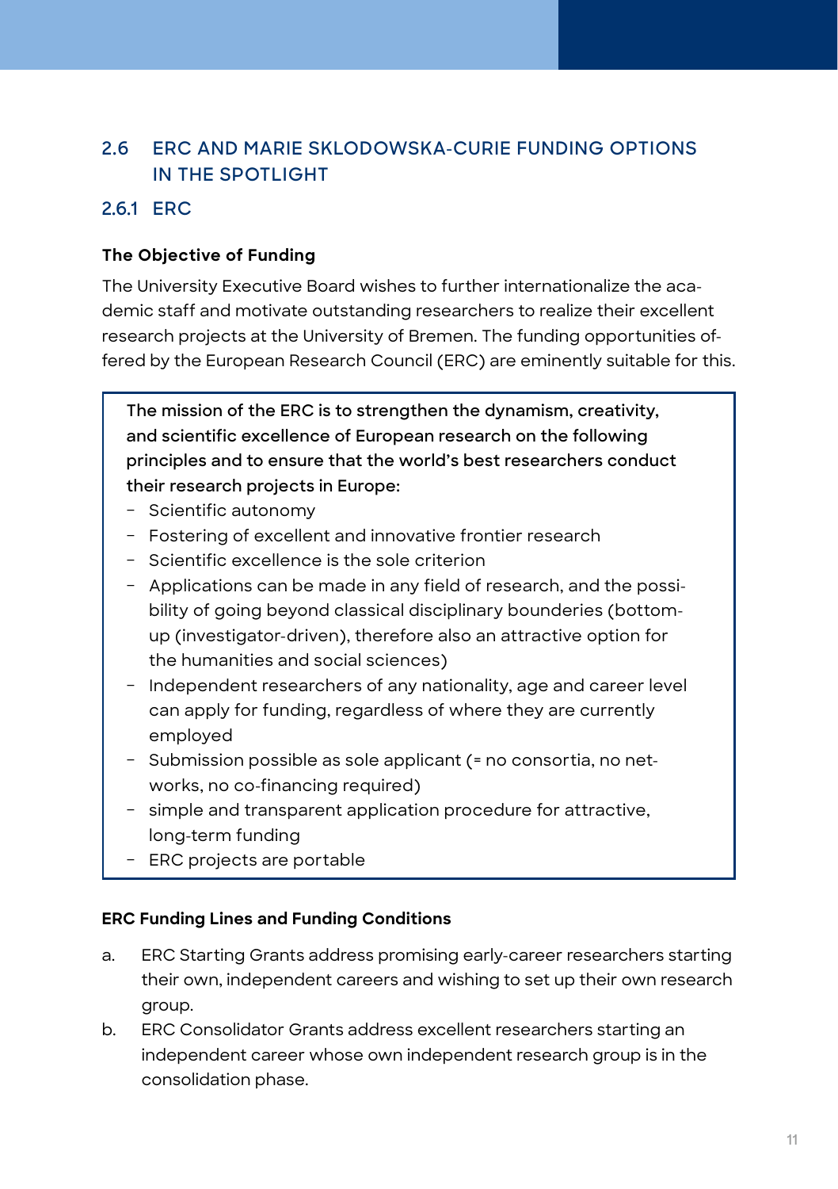## 2.6 ERC AND MARIE SKLODOWSKA-CURIE FUNDING OPTIONS IN THE SPOTLIGHT

### 2.6.1 ERC

**The Objective of Funding**

The University Executive Board wishes to further internationalize the academic staff and motivate outstanding researchers to realize their excellent research projects at the University of Bremen. The funding opportunities offered by the European Research Council (ERC) are eminently suitable for this.

> The mission of the ERC is to strengthen the dynamism, creativity, and scientific excellence of European research on the following principles and to ensure that the world's best researchers conduct their research projects in Europe:
>
> - Scientific autonomy
> - Fostering of excellent and innovative frontier research
> - Scientific excellence is the sole criterion
> - Applications can be made in any field of research, and the possibility of going beyond classical disciplinary bounderies (bottom-up (investigator-driven), therefore also an attractive option for the humanities and social sciences)
> - Independent researchers of any nationality, age and career level can apply for funding, regardless of where they are currently employed
> - Submission possible as sole applicant (= no consortia, no networks, no co-financing required)
> - simple and transparent application procedure for attractive, long-term funding
> - ERC projects are portable

**ERC Funding Lines and Funding Conditions**

a. ERC Starting Grants address promising early-career researchers starting their own, independent careers and wishing to set up their own research group.

b. ERC Consolidator Grants address excellent researchers starting an independent career whose own independent research group is in the consolidation phase.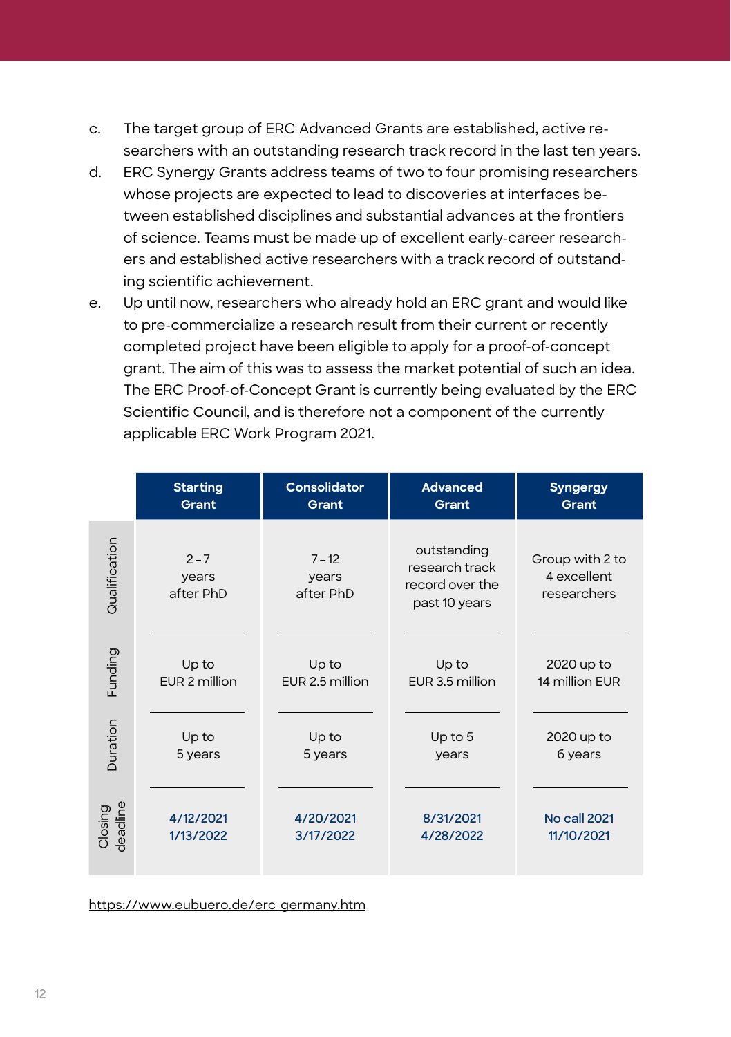c. The target group of ERC Advanced Grants are established, active researchers with an outstanding research track record in the last ten years.

d. ERC Synergy Grants address teams of two to four promising researchers whose projects are expected to lead to discoveries at interfaces between established disciplines and substantial advances at the frontiers of science. Teams must be made up of excellent early-career researchers and established active researchers with a track record of outstanding scientific achievement.

e. Up until now, researchers who already hold an ERC grant and would like to pre-commercialize a research result from their current or recently completed project have been eligible to apply for a proof-of-concept grant. The aim of this was to assess the market potential of such an idea. The ERC Proof-of-Concept Grant is currently being evaluated by the ERC Scientific Council, and is therefore not a component of the currently applicable ERC Work Program 2021.

| | Starting Grant | Consolidator Grant | Advanced Grant | Syngergy Grant |
|---|---|---|---|---|
| Qualification | 2 – 7 years after PhD | 7 – 12 years after PhD | outstanding research track record over the past 10 years | Group with 2 to 4 excellent researchers |
| Funding | Up to EUR 2 million | Up to EUR 2.5 million | Up to EUR 3.5 million | 2020 up to 14 million EUR |
| Duration | Up to 5 years | Up to 5 years | Up to 5 years | 2020 up to 6 years |
| Closing deadline | 4/12/2021 1/13/2022 | 4/20/2021 3/17/2022 | 8/31/2021 4/28/2022 | No call 2021 11/10/2021 |

https://www.eubuero.de/erc-germany.htm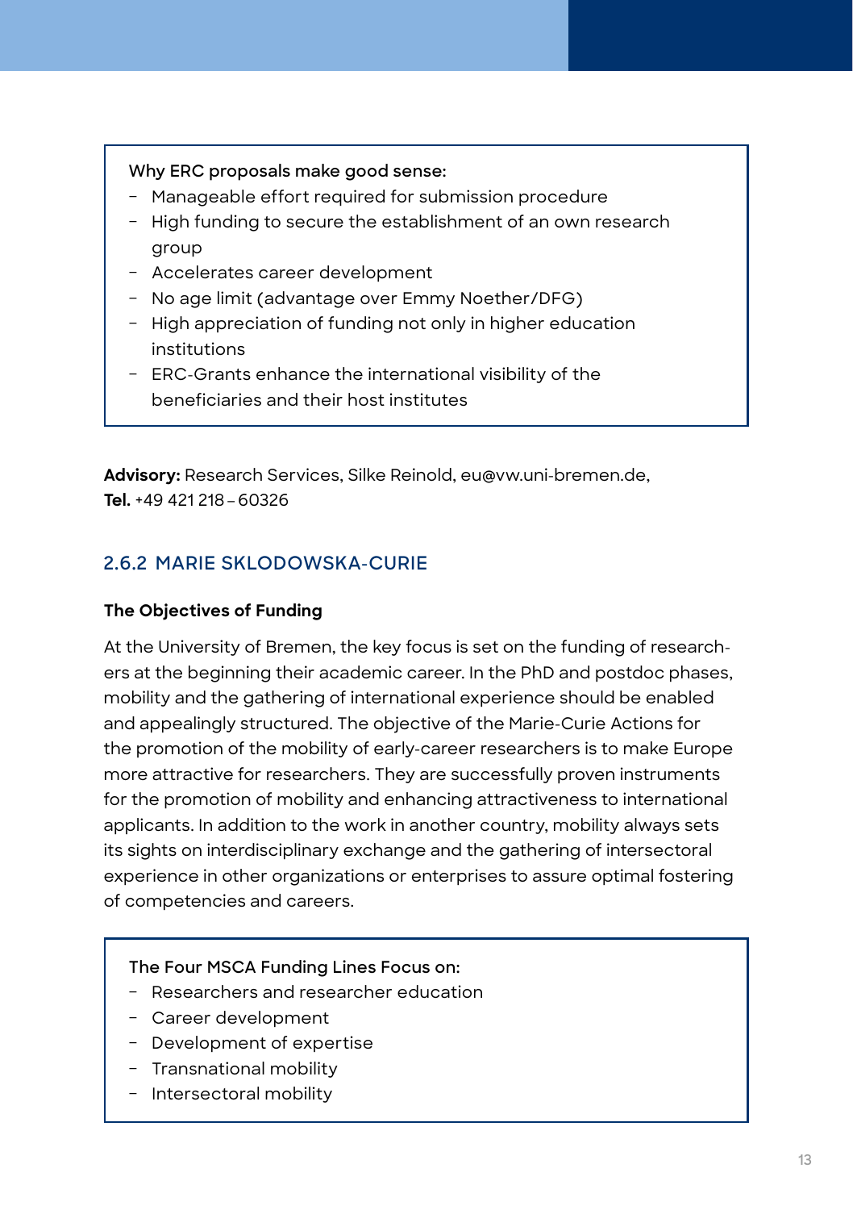Why ERC proposals make good sense:

- Manageable effort required for submission procedure
- High funding to secure the establishment of an own research group
- Accelerates career development
- No age limit (advantage over Emmy Noether/DFG)
- High appreciation of funding not only in higher education institutions
- ERC-Grants enhance the international visibility of the beneficiaries and their host institutes

**Advisory:** Research Services, Silke Reinold, eu@vw.uni-bremen.de,
**Tel.** +49 421 218 – 60326

### 2.6.2 MARIE SKLODOWSKA-CURIE

**The Objectives of Funding**

At the University of Bremen, the key focus is set on the funding of researchers at the beginning their academic career. In the PhD and postdoc phases, mobility and the gathering of international experience should be enabled and appealingly structured. The objective of the Marie-Curie Actions for the promotion of the mobility of early-career researchers is to make Europe more attractive for researchers. They are successfully proven instruments for the promotion of mobility and enhancing attractiveness to international applicants. In addition to the work in another country, mobility always sets its sights on interdisciplinary exchange and the gathering of intersectoral experience in other organizations or enterprises to assure optimal fostering of competencies and careers.

The Four MSCA Funding Lines Focus on:

- Researchers and researcher education
- Career development
- Development of expertise
- Transnational mobility
- Intersectoral mobility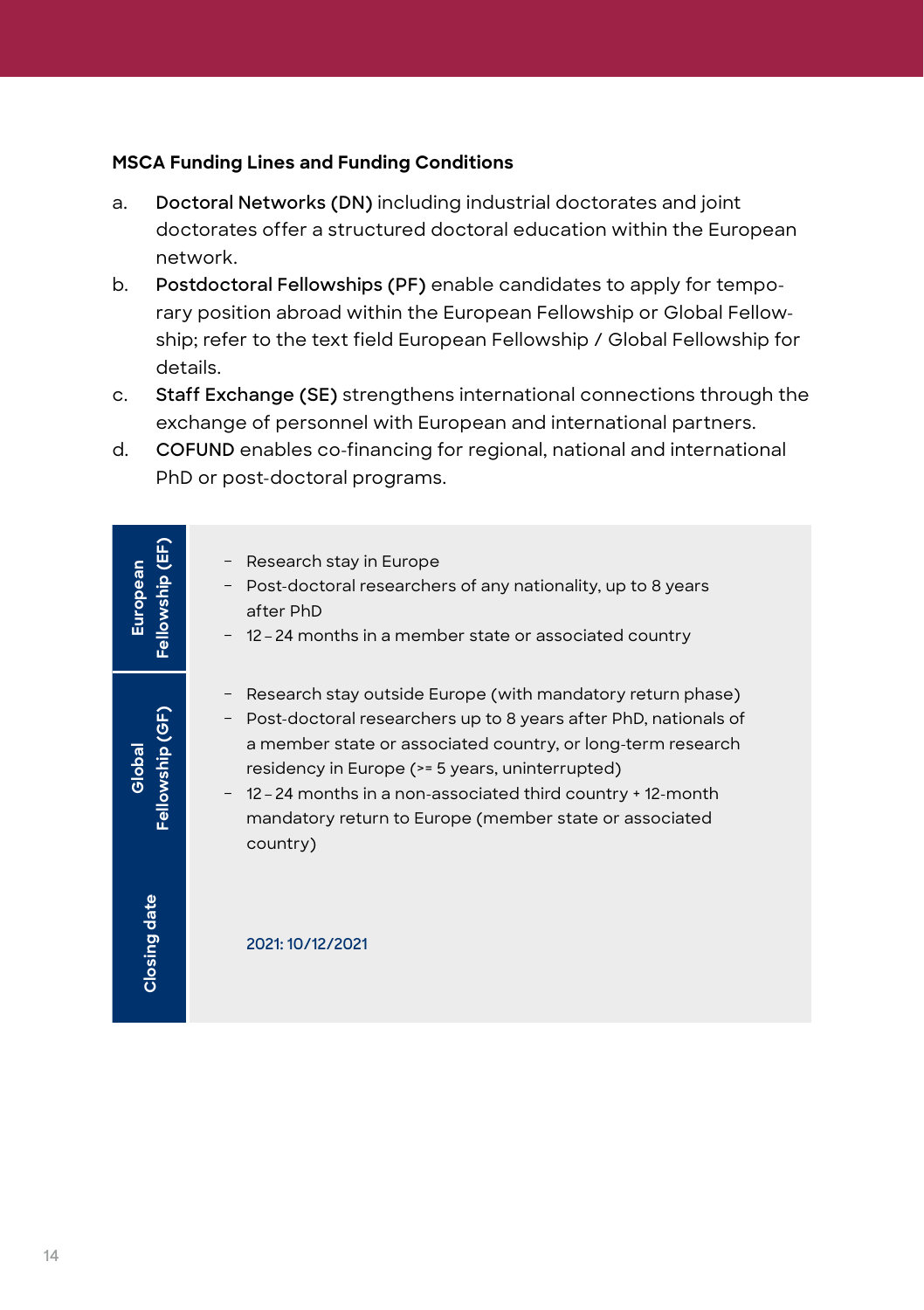**MSCA Funding Lines and Funding Conditions**

a. **Doctoral Networks (DN)** including industrial doctorates and joint doctorates offer a structured doctoral education within the European network.

b. **Postdoctoral Fellowships (PF)** enable candidates to apply for temporary position abroad within the European Fellowship or Global Fellowship; refer to the text field European Fellowship / Global Fellowship for details.

c. **Staff Exchange (SE)** strengthens international connections through the exchange of personnel with European and international partners.

d. **COFUND** enables co-financing for regional, national and international PhD or post-doctoral programs.

| | |
|---|---|
| **European Fellowship (EF)** | – Research stay in Europe<br>– Post-doctoral researchers of any nationality, up to 8 years after PhD<br>– 12 – 24 months in a member state or associated country |
| **Global Fellowship (GF)** | – Research stay outside Europe (with mandatory return phase)<br>– Post-doctoral researchers up to 8 years after PhD, nationals of a member state or associated country, or long-term research residency in Europe (>= 5 years, uninterrupted)<br>– 12 – 24 months in a non-associated third country + 12-month mandatory return to Europe (member state or associated country) |
| **Closing date** | 2021: 10/12/2021 |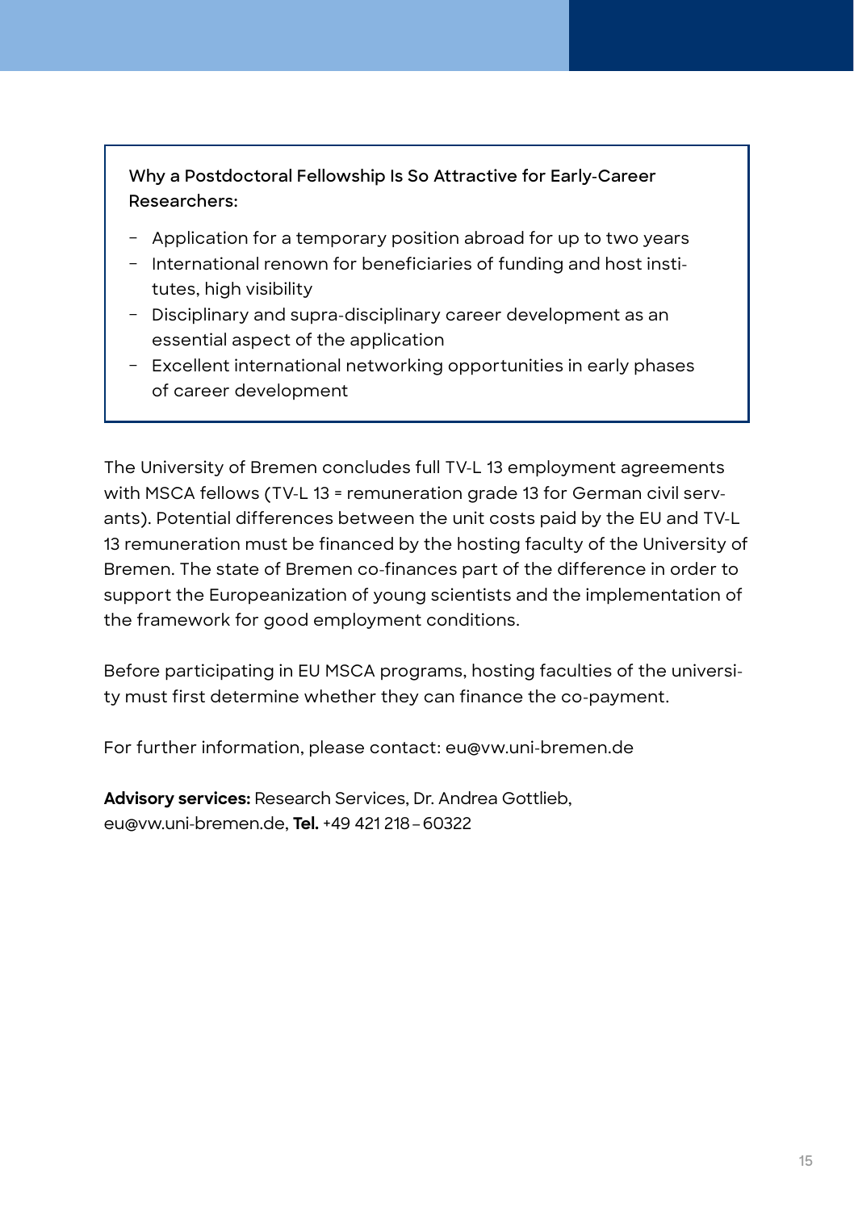Why a Postdoctoral Fellowship Is So Attractive for Early-Career Researchers:

- Application for a temporary position abroad for up to two years
- International renown for beneficiaries of funding and host institutes, high visibility
- Disciplinary and supra-disciplinary career development as an essential aspect of the application
- Excellent international networking opportunities in early phases of career development

The University of Bremen concludes full TV-L 13 employment agreements with MSCA fellows (TV-L 13 = remuneration grade 13 for German civil servants). Potential differences between the unit costs paid by the EU and TV-L 13 remuneration must be financed by the hosting faculty of the University of Bremen. The state of Bremen co-finances part of the difference in order to support the Europeanization of young scientists and the implementation of the framework for good employment conditions.

Before participating in EU MSCA programs, hosting faculties of the university must first determine whether they can finance the co-payment.

For further information, please contact: eu@vw.uni-bremen.de

**Advisory services:** Research Services, Dr. Andrea Gottlieb, eu@vw.uni-bremen.de, **Tel.** +49 421 218 – 60322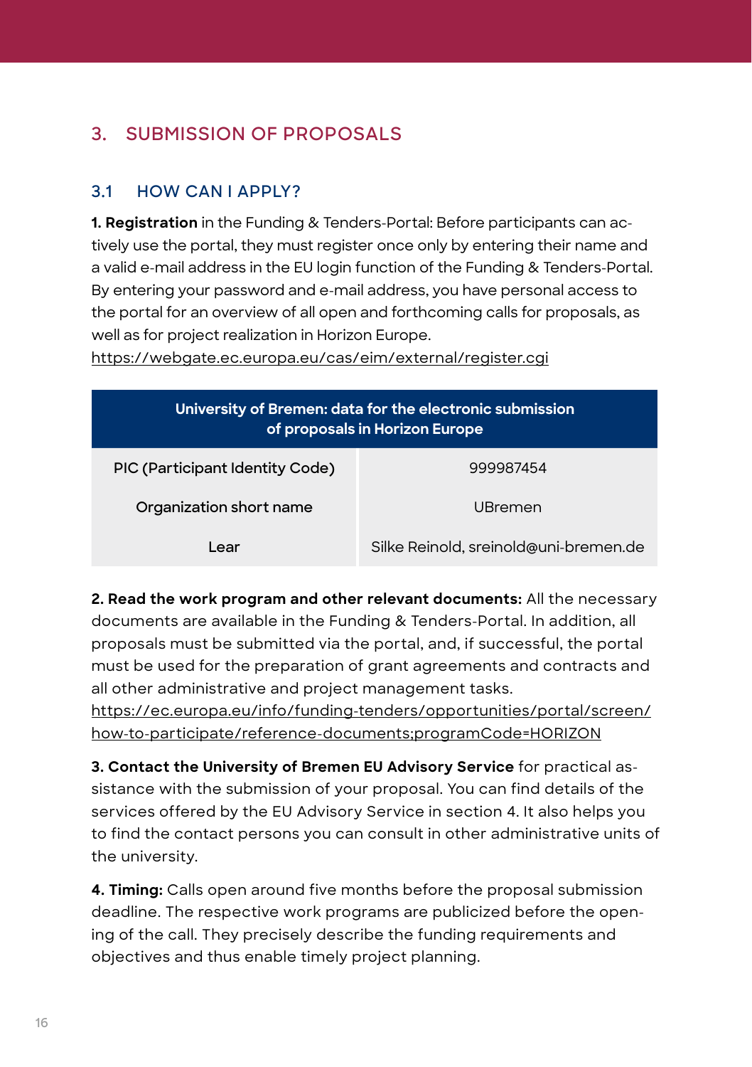## 3. SUBMISSION OF PROPOSALS

### 3.1 HOW CAN I APPLY?

**1. Registration** in the Funding & Tenders-Portal: Before participants can actively use the portal, they must register once only by entering their name and a valid e-mail address in the EU login function of the Funding & Tenders-Portal. By entering your password and e-mail address, you have personal access to the portal for an overview of all open and forthcoming calls for proposals, as well as for project realization in Horizon Europe.
https://webgate.ec.europa.eu/cas/eim/external/register.cgi

| University of Bremen: data for the electronic submission of proposals in Horizon Europe | |
|---|---|
| PIC (Participant Identity Code) | 999987454 |
| Organization short name | UBremen |
| Lear | Silke Reinold, sreinold@uni-bremen.de |

**2. Read the work program and other relevant documents:** All the necessary documents are available in the Funding & Tenders-Portal. In addition, all proposals must be submitted via the portal, and, if successful, the portal must be used for the preparation of grant agreements and contracts and all other administrative and project management tasks.
https://ec.europa.eu/info/funding-tenders/opportunities/portal/screen/how-to-participate/reference-documents;programCode=HORIZON

**3. Contact the University of Bremen EU Advisory Service** for practical assistance with the submission of your proposal. You can find details of the services offered by the EU Advisory Service in section 4. It also helps you to find the contact persons you can consult in other administrative units of the university.

**4. Timing:** Calls open around five months before the proposal submission deadline. The respective work programs are publicized before the opening of the call. They precisely describe the funding requirements and objectives and thus enable timely project planning.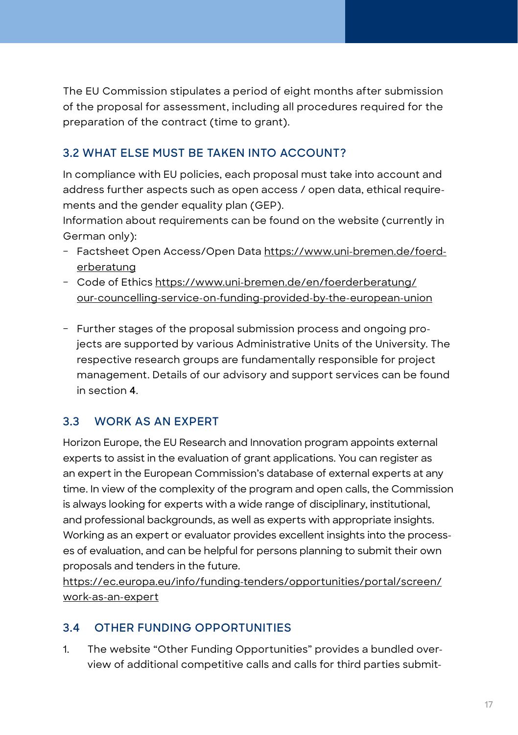The EU Commission stipulates a period of eight months after submission of the proposal for assessment, including all procedures required for the preparation of the contract (time to grant).

## 3.2 WHAT ELSE MUST BE TAKEN INTO ACCOUNT?

In compliance with EU policies, each proposal must take into account and address further aspects such as open access / open data, ethical requirements and the gender equality plan (GEP).
Information about requirements can be found on the website (currently in German only):

- Factsheet Open Access/Open Data https://www.uni-bremen.de/foerderberatung
- Code of Ethics https://www.uni-bremen.de/en/foerderberatung/our-councelling-service-on-funding-provided-by-the-european-union

- Further stages of the proposal submission process and ongoing projects are supported by various Administrative Units of the University. The respective research groups are fundamentally responsible for project management. Details of our advisory and support services can be found in section **4**.

## 3.3 WORK AS AN EXPERT

Horizon Europe, the EU Research and Innovation program appoints external experts to assist in the evaluation of grant applications. You can register as an expert in the European Commission's database of external experts at any time. In view of the complexity of the program and open calls, the Commission is always looking for experts with a wide range of disciplinary, institutional, and professional backgrounds, as well as experts with appropriate insights. Working as an expert or evaluator provides excellent insights into the processes of evaluation, and can be helpful for persons planning to submit their own proposals and tenders in the future.
https://ec.europa.eu/info/funding-tenders/opportunities/portal/screen/work-as-an-expert

## 3.4 OTHER FUNDING OPPORTUNITIES

1. The website "Other Funding Opportunities" provides a bundled overview of additional competitive calls and calls for third parties submit-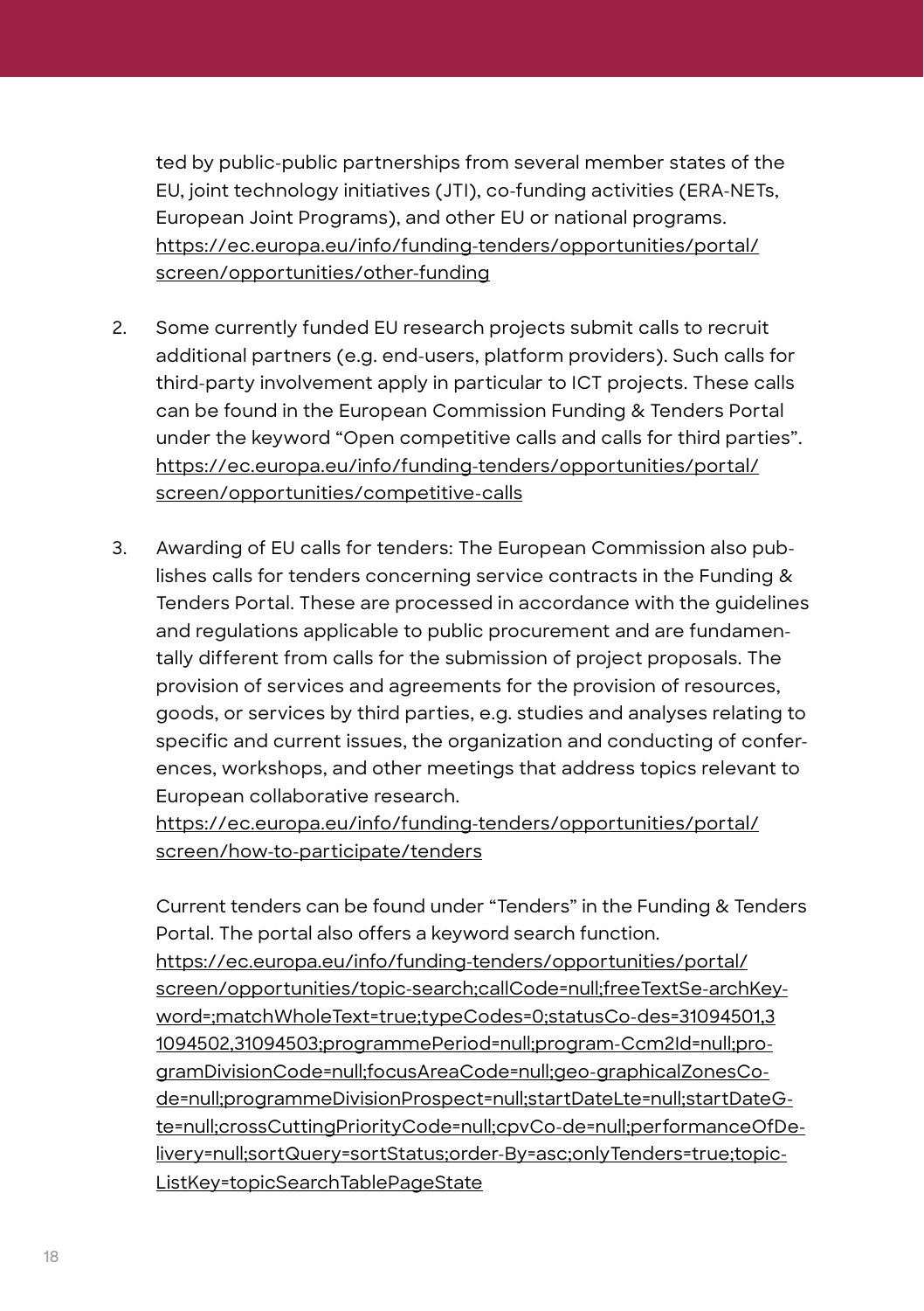ted by public-public partnerships from several member states of the EU, joint technology initiatives (JTI), co-funding activities (ERA-NETs, European Joint Programs), and other EU or national programs. https://ec.europa.eu/info/funding-tenders/opportunities/portal/screen/opportunities/other-funding

2. Some currently funded EU research projects submit calls to recruit additional partners (e.g. end-users, platform providers). Such calls for third-party involvement apply in particular to ICT projects. These calls can be found in the European Commission Funding & Tenders Portal under the keyword "Open competitive calls and calls for third parties". https://ec.europa.eu/info/funding-tenders/opportunities/portal/screen/opportunities/competitive-calls

3. Awarding of EU calls for tenders: The European Commission also publishes calls for tenders concerning service contracts in the Funding & Tenders Portal. These are processed in accordance with the guidelines and regulations applicable to public procurement and are fundamentally different from calls for the submission of project proposals. The provision of services and agreements for the provision of resources, goods, or services by third parties, e.g. studies and analyses relating to specific and current issues, the organization and conducting of conferences, workshops, and other meetings that address topics relevant to European collaborative research. https://ec.europa.eu/info/funding-tenders/opportunities/portal/screen/how-to-participate/tenders

   Current tenders can be found under "Tenders" in the Funding & Tenders Portal. The portal also offers a keyword search function. https://ec.europa.eu/info/funding-tenders/opportunities/portal/screen/opportunities/topic-search;callCode=null;freeTextSe-archKeyword=;matchWholeText=true;typeCodes=0;statusCo-des=31094501,31094502,31094503;programmePeriod=null;program-Ccm2Id=null;programDivisionCode=null;focusAreaCode=null;geo-graphicalZonesCode=null;programmeDivisionProspect=null;startDateLte=null;startDateGte=null;crossCuttingPriorityCode=null;cpvCo-de=null;performanceOfDelivery=null;sortQuery=sortStatus;order-By=asc;onlyTenders=true;topicListKey=topicSearchTablePageState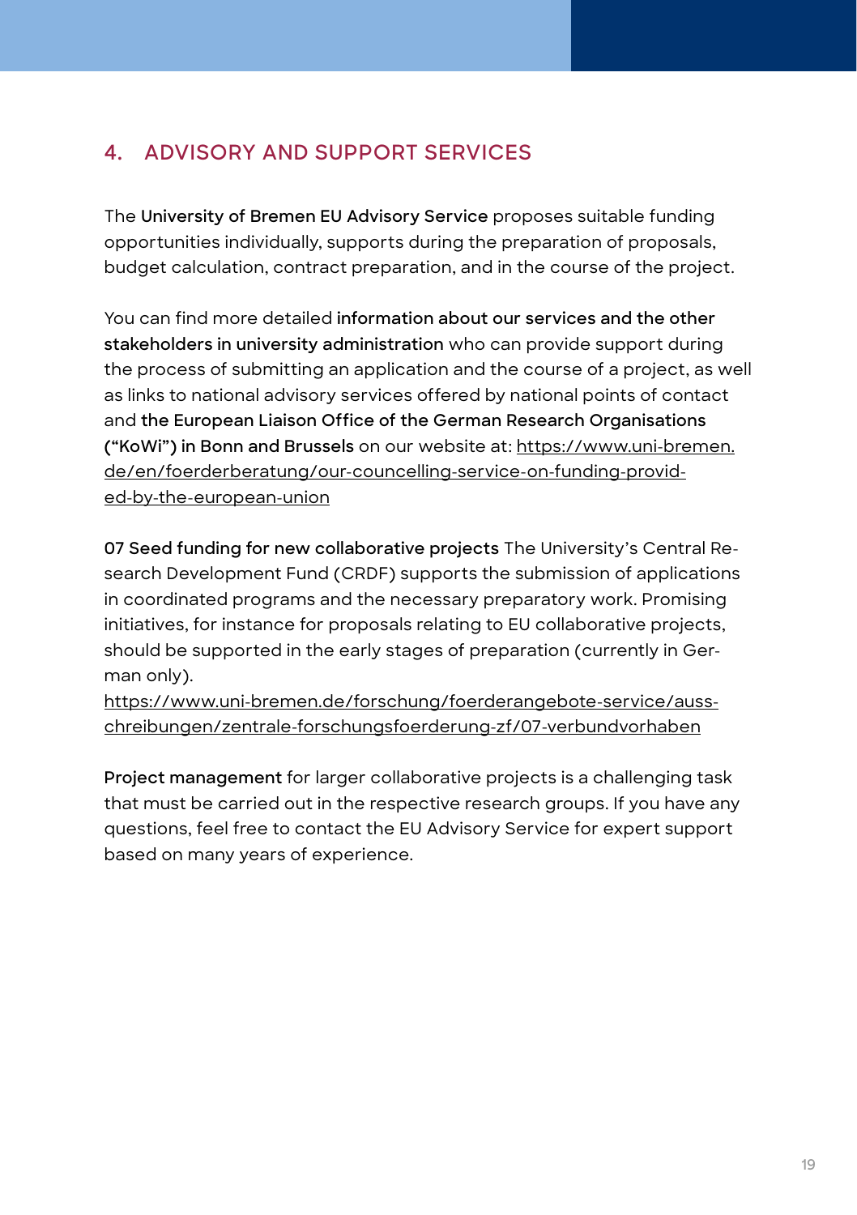## 4. ADVISORY AND SUPPORT SERVICES

The **University of Bremen EU Advisory Service** proposes suitable funding opportunities individually, supports during the preparation of proposals, budget calculation, contract preparation, and in the course of the project.

You can find more detailed **information about our services and the other stakeholders in university administration** who can provide support during the process of submitting an application and the course of a project, as well as links to national advisory services offered by national points of contact and **the European Liaison Office of the German Research Organisations ("KoWi") in Bonn and Brussels** on our website at: https://www.uni-bremen.de/en/foerderberatung/our-councelling-service-on-funding-provided-by-the-european-union

**07 Seed funding for new collaborative projects** The University's Central Research Development Fund (CRDF) supports the submission of applications in coordinated programs and the necessary preparatory work. Promising initiatives, for instance for proposals relating to EU collaborative projects, should be supported in the early stages of preparation (currently in German only).
https://www.uni-bremen.de/forschung/foerderangebote-service/ausschreibungen/zentrale-forschungsfoerderung-zf/07-verbundvorhaben

**Project management** for larger collaborative projects is a challenging task that must be carried out in the respective research groups. If you have any questions, feel free to contact the EU Advisory Service for expert support based on many years of experience.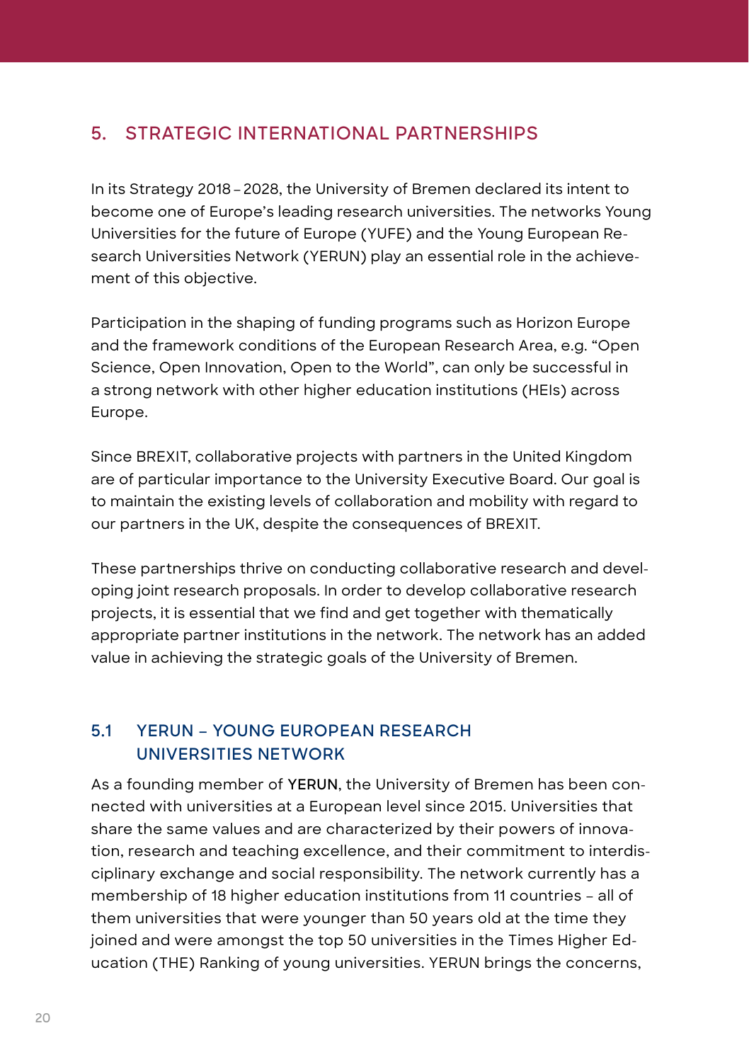## 5. STRATEGIC INTERNATIONAL PARTNERSHIPS

In its Strategy 2018 – 2028, the University of Bremen declared its intent to become one of Europe's leading research universities. The networks Young Universities for the future of Europe (YUFE) and the Young European Research Universities Network (YERUN) play an essential role in the achievement of this objective.

Participation in the shaping of funding programs such as Horizon Europe and the framework conditions of the European Research Area, e.g. "Open Science, Open Innovation, Open to the World", can only be successful in a strong network with other higher education institutions (HEIs) across Europe.

Since BREXIT, collaborative projects with partners in the United Kingdom are of particular importance to the University Executive Board. Our goal is to maintain the existing levels of collaboration and mobility with regard to our partners in the UK, despite the consequences of BREXIT.

These partnerships thrive on conducting collaborative research and developing joint research proposals. In order to develop collaborative research projects, it is essential that we find and get together with thematically appropriate partner institutions in the network. The network has an added value in achieving the strategic goals of the University of Bremen.

### 5.1 YERUN – YOUNG EUROPEAN RESEARCH UNIVERSITIES NETWORK

As a founding member of YERUN, the University of Bremen has been connected with universities at a European level since 2015. Universities that share the same values and are characterized by their powers of innovation, research and teaching excellence, and their commitment to interdisciplinary exchange and social responsibility. The network currently has a membership of 18 higher education institutions from 11 countries – all of them universities that were younger than 50 years old at the time they joined and were amongst the top 50 universities in the Times Higher Education (THE) Ranking of young universities. YERUN brings the concerns,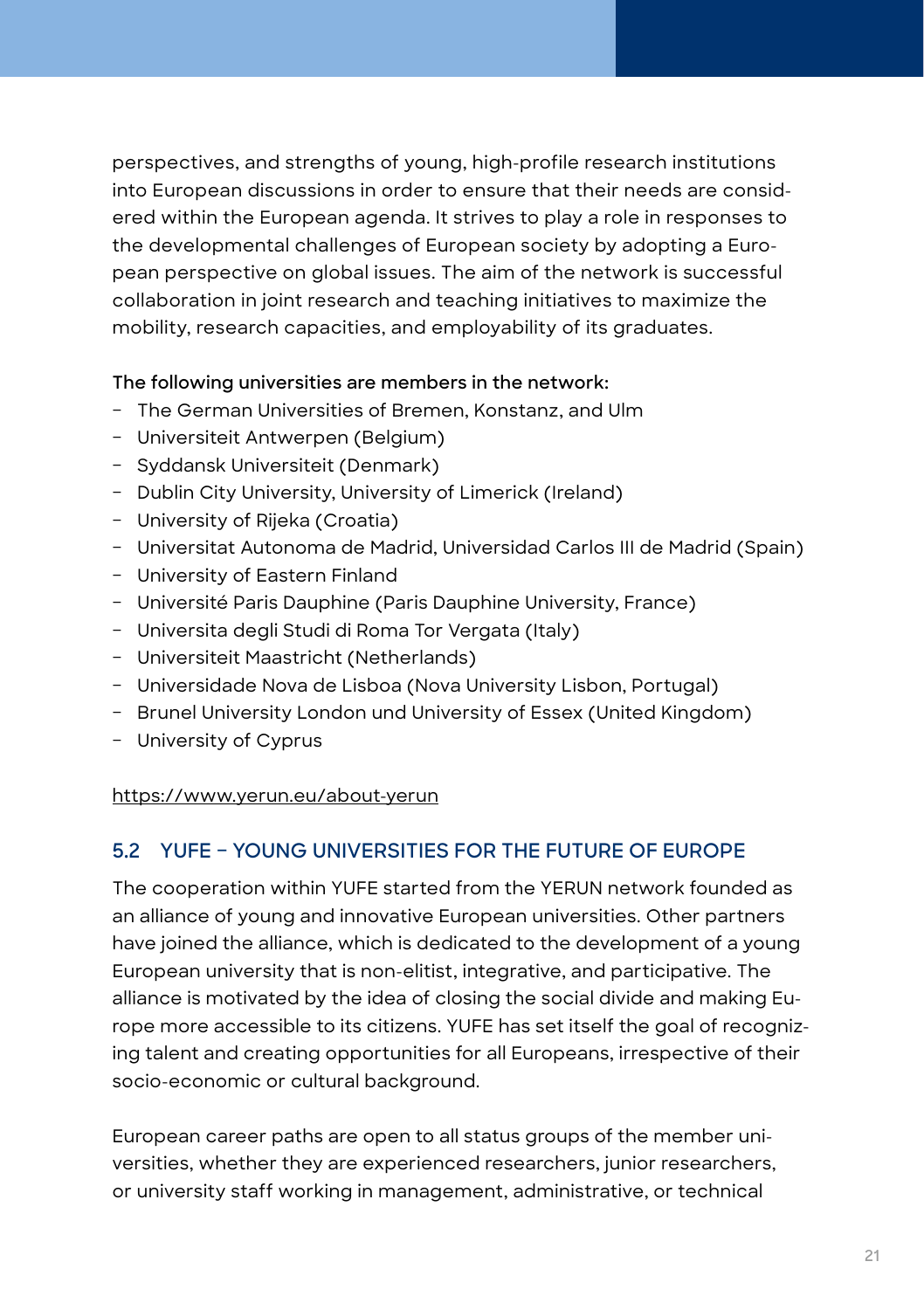perspectives, and strengths of young, high-profile research institutions into European discussions in order to ensure that their needs are considered within the European agenda. It strives to play a role in responses to the developmental challenges of European society by adopting a European perspective on global issues. The aim of the network is successful collaboration in joint research and teaching initiatives to maximize the mobility, research capacities, and employability of its graduates.

The following universities are members in the network:

- The German Universities of Bremen, Konstanz, and Ulm
- Universiteit Antwerpen (Belgium)
- Syddansk Universiteit (Denmark)
- Dublin City University, University of Limerick (Ireland)
- University of Rijeka (Croatia)
- Universitat Autonoma de Madrid, Universidad Carlos III de Madrid (Spain)
- University of Eastern Finland
- Université Paris Dauphine (Paris Dauphine University, France)
- Universita degli Studi di Roma Tor Vergata (Italy)
- Universiteit Maastricht (Netherlands)
- Universidade Nova de Lisboa (Nova University Lisbon, Portugal)
- Brunel University London und University of Essex (United Kingdom)
- University of Cyprus

https://www.yerun.eu/about-yerun

## 5.2 YUFE – YOUNG UNIVERSITIES FOR THE FUTURE OF EUROPE

The cooperation within YUFE started from the YERUN network founded as an alliance of young and innovative European universities. Other partners have joined the alliance, which is dedicated to the development of a young European university that is non-elitist, integrative, and participative. The alliance is motivated by the idea of closing the social divide and making Europe more accessible to its citizens. YUFE has set itself the goal of recognizing talent and creating opportunities for all Europeans, irrespective of their socio-economic or cultural background.

European career paths are open to all status groups of the member universities, whether they are experienced researchers, junior researchers, or university staff working in management, administrative, or technical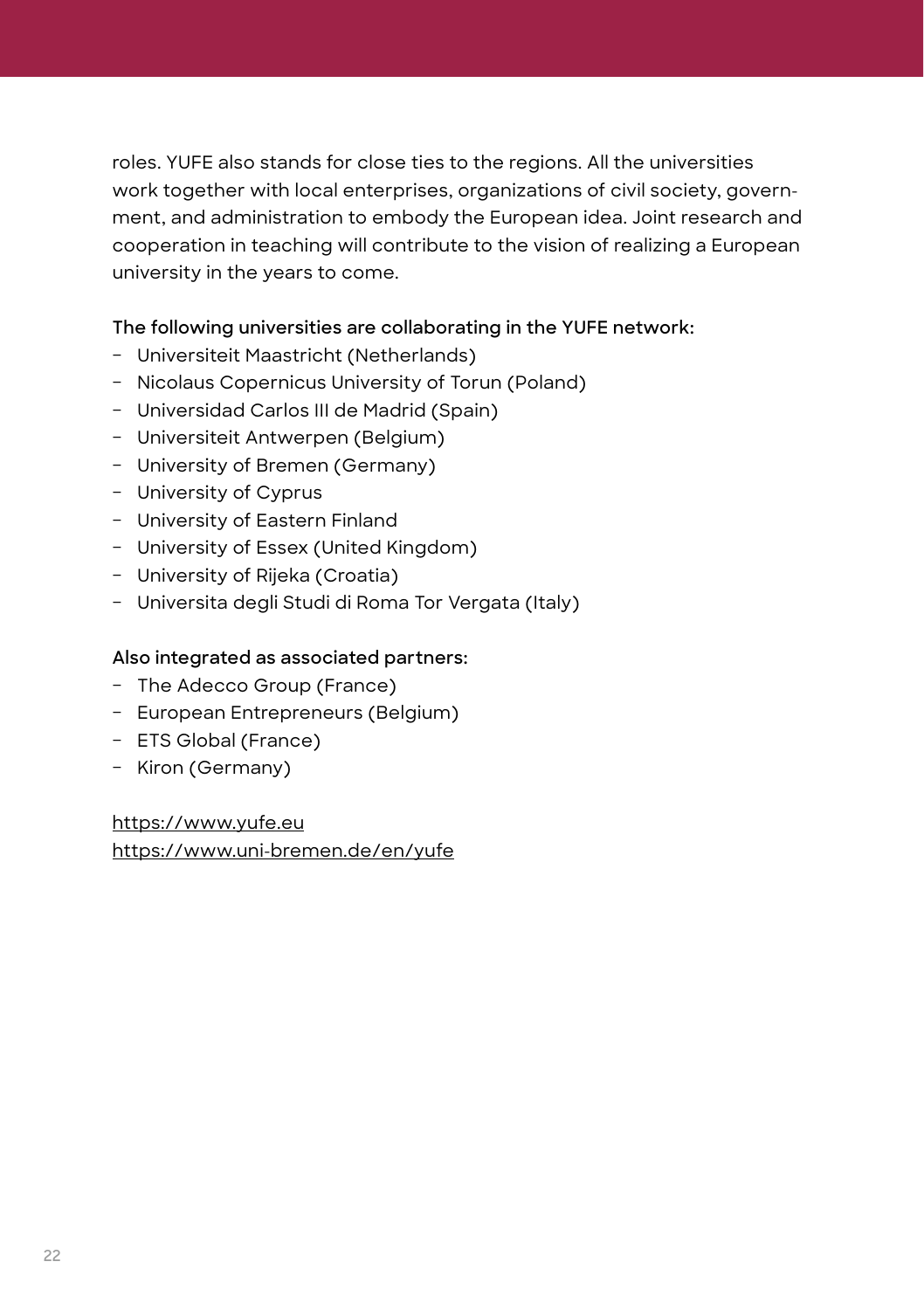roles. YUFE also stands for close ties to the regions. All the universities work together with local enterprises, organizations of civil society, government, and administration to embody the European idea. Joint research and cooperation in teaching will contribute to the vision of realizing a European university in the years to come.

The following universities are collaborating in the YUFE network:

- Universiteit Maastricht (Netherlands)
- Nicolaus Copernicus University of Torun (Poland)
- Universidad Carlos III de Madrid (Spain)
- Universiteit Antwerpen (Belgium)
- University of Bremen (Germany)
- University of Cyprus
- University of Eastern Finland
- University of Essex (United Kingdom)
- University of Rijeka (Croatia)
- Universita degli Studi di Roma Tor Vergata (Italy)

Also integrated as associated partners:

- The Adecco Group (France)
- European Entrepreneurs (Belgium)
- ETS Global (France)
- Kiron (Germany)

https://www.yufe.eu
https://www.uni-bremen.de/en/yufe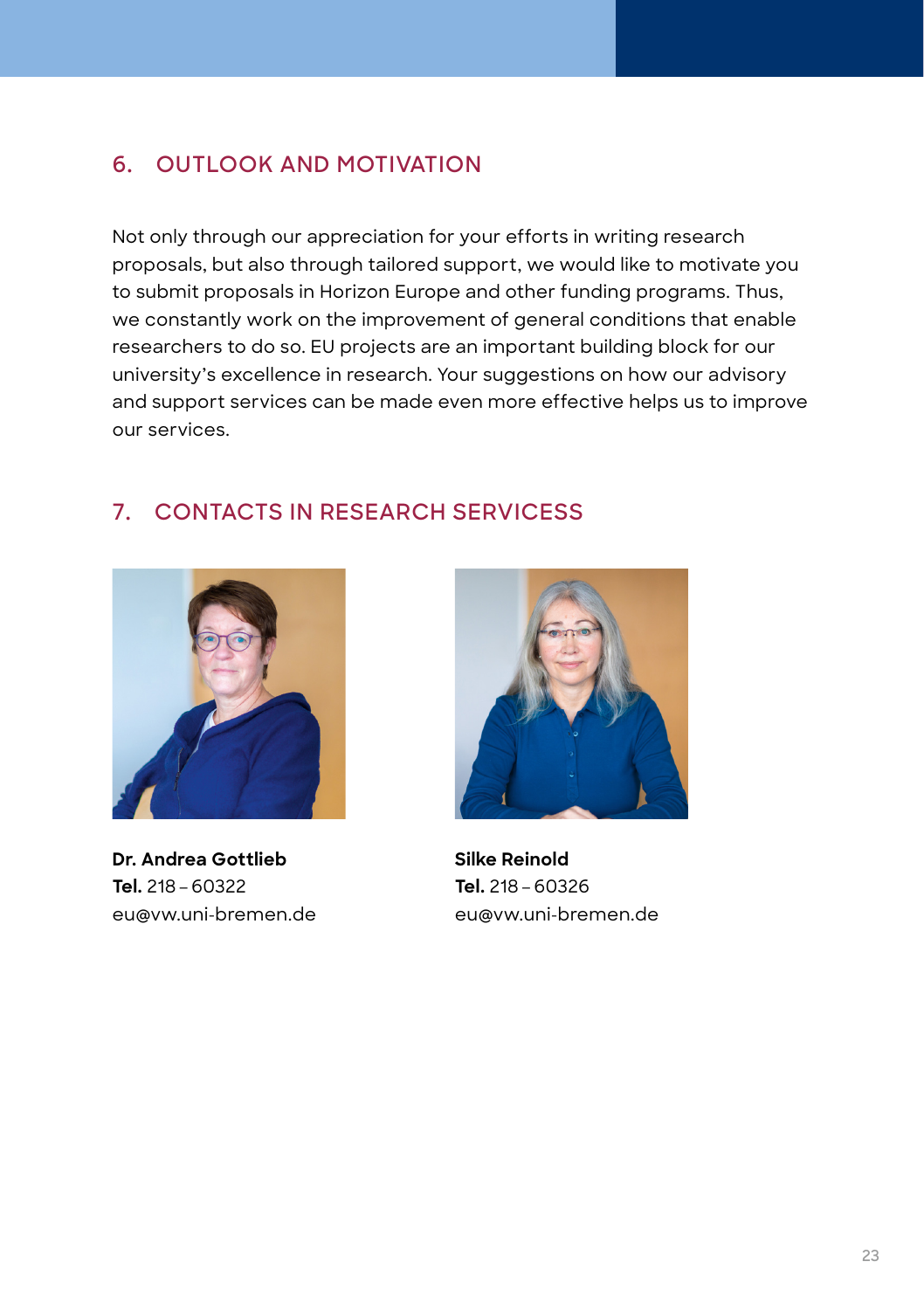## 6. OUTLOOK AND MOTIVATION

Not only through our appreciation for your efforts in writing research proposals, but also through tailored support, we would like to motivate you to submit proposals in Horizon Europe and other funding programs. Thus, we constantly work on the improvement of general conditions that enable researchers to do so. EU projects are an important building block for our university's excellence in research. Your suggestions on how our advisory and support services can be made even more effective helps us to improve our services.

## 7. CONTACTS IN RESEARCH SERVICESS

**Dr. Andrea Gottlieb**
**Tel.** 218 – 60322
eu@vw.uni-bremen.de

**Silke Reinold**
**Tel.** 218 – 60326
eu@vw.uni-bremen.de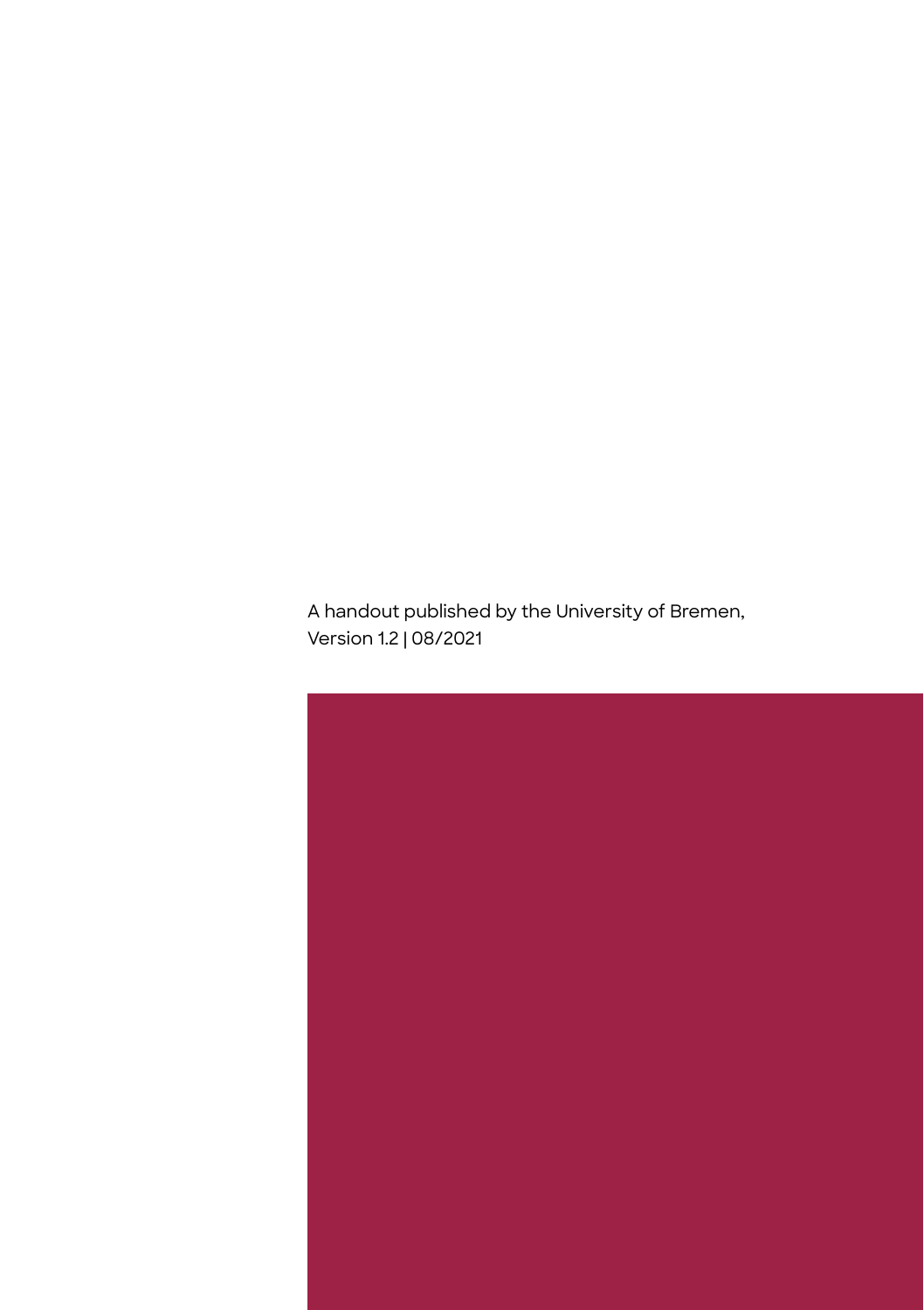A handout published by the University of Bremen,
Version 1.2 | 08/2021